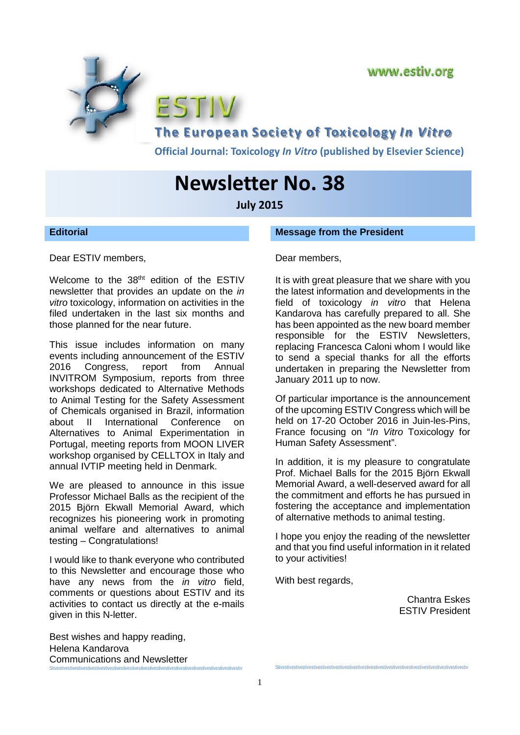www.estiv.org

# ESTIV

## The European Society of Toxicology *In Vitro*

**Official Journal: Toxicology *In Vitro* (published by Elsevier Science)**

# Newsletter No. 38

**July 2015**

## Editorial

Dear ESTIV members,

Welcome to the 38[tht] edition of the ESTIV newsletter that provides an update on the *in vitro* toxicology, information on activities in the filed undertaken in the last six months and those planned for the near future.

This issue includes information on many events including announcement of the ESTIV 2016 Congress, report from Annual INVITROM Symposium, reports from three workshops dedicated to Alternative Methods to Animal Testing for the Safety Assessment of Chemicals organised in Brazil, information about II International Conference on Alternatives to Animal Experimentation in Portugal, meeting reports from MOON LIVER workshop organised by CELLTOX in Italy and annual IVTIP meeting held in Denmark.

We are pleased to announce in this issue Professor Michael Balls as the recipient of the 2015 Björn Ekwall Memorial Award, which recognizes his pioneering work in promoting animal welfare and alternatives to animal testing – Congratulations!

I would like to thank everyone who contributed to this Newsletter and encourage those who have any news from the *in vitro* field, comments or questions about ESTIV and its activities to contact us directly at the e-mails given in this N-letter.

Best wishes and happy reading,
Helena Kandarova
Communications and Newsletter

## Message from the President

Dear members,

It is with great pleasure that we share with you the latest information and developments in the field of toxicology *in vitro* that Helena Kandarova has carefully prepared to all. She has been appointed as the new board member responsible for the ESTIV Newsletters, replacing Francesca Caloni whom I would like to send a special thanks for all the efforts undertaken in preparing the Newsletter from January 2011 up to now.

Of particular importance is the announcement of the upcoming ESTIV Congress which will be held on 17-20 October 2016 in Juin-les-Pins, France focusing on "*In Vitro* Toxicology for Human Safety Assessment".

In addition, it is my pleasure to congratulate Prof. Michael Balls for the 2015 Björn Ekwall Memorial Award, a well-deserved award for all the commitment and efforts he has pursued in fostering the acceptance and implementation of alternative methods to animal testing.

I hope you enjoy the reading of the newsletter and that you find useful information in it related to your activities!

With best regards,

Chantra Eskes
ESTIV President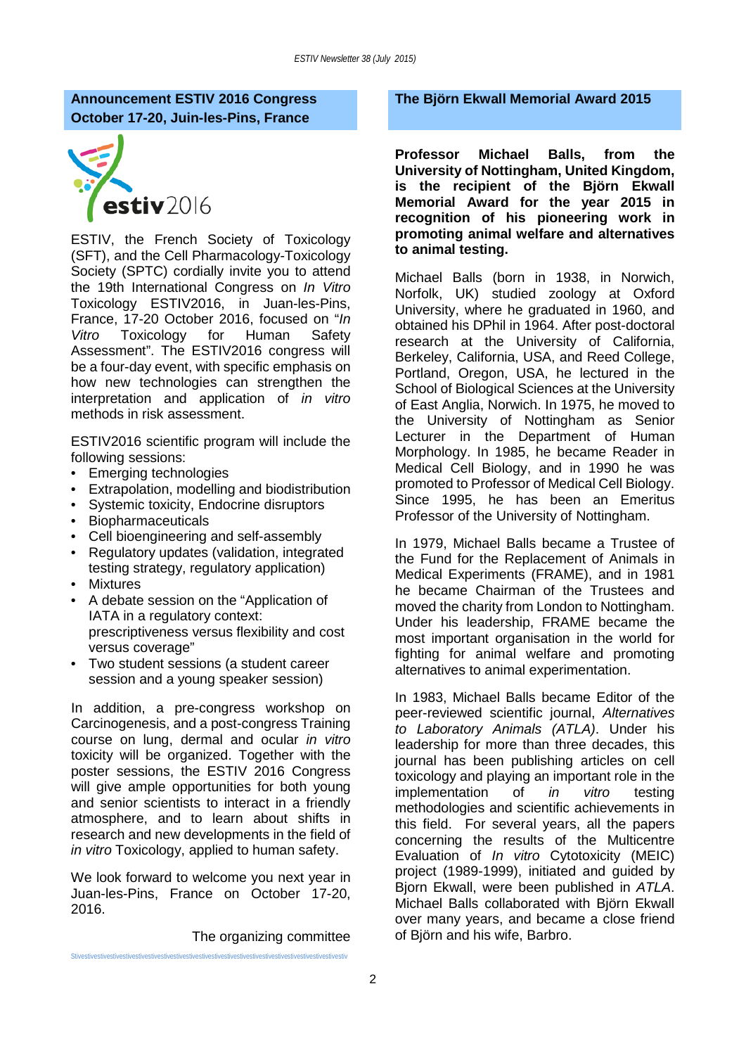## Announcement ESTIV 2016 Congress October 17-20, Juin-les-Pins, France

ESTIV, the French Society of Toxicology (SFT), and the Cell Pharmacology-Toxicology Society (SPTC) cordially invite you to attend the 19th International Congress on *In Vitro* Toxicology ESTIV2016, in Juan-les-Pins, France, 17-20 October 2016, focused on "*In Vitro* Toxicology for Human Safety Assessment". The ESTIV2016 congress will be a four-day event, with specific emphasis on how new technologies can strengthen the interpretation and application of *in vitro* methods in risk assessment.

ESTIV2016 scientific program will include the following sessions:

- Emerging technologies
- Extrapolation, modelling and biodistribution
- Systemic toxicity, Endocrine disruptors
- Biopharmaceuticals
- Cell bioengineering and self-assembly
- Regulatory updates (validation, integrated testing strategy, regulatory application)
- Mixtures
- A debate session on the "Application of IATA in a regulatory context: prescriptiveness versus flexibility and cost versus coverage"
- Two student sessions (a student career session and a young speaker session)

In addition, a pre-congress workshop on Carcinogenesis, and a post-congress Training course on lung, dermal and ocular *in vitro* toxicity will be organized. Together with the poster sessions, the ESTIV 2016 Congress will give ample opportunities for both young and senior scientists to interact in a friendly atmosphere, and to learn about shifts in research and new developments in the field of *in vitro* Toxicology, applied to human safety.

We look forward to welcome you next year in Juan-les-Pins, France on October 17-20, 2016.

The organizing committee

## The Björn Ekwall Memorial Award 2015

**Professor Michael Balls, from the University of Nottingham, United Kingdom, is the recipient of the Björn Ekwall Memorial Award for the year 2015 in recognition of his pioneering work in promoting animal welfare and alternatives to animal testing.**

Michael Balls (born in 1938, in Norwich, Norfolk, UK) studied zoology at Oxford University, where he graduated in 1960, and obtained his DPhil in 1964. After post-doctoral research at the University of California, Berkeley, California, USA, and Reed College, Portland, Oregon, USA, he lectured in the School of Biological Sciences at the University of East Anglia, Norwich. In 1975, he moved to the University of Nottingham as Senior Lecturer in the Department of Human Morphology. In 1985, he became Reader in Medical Cell Biology, and in 1990 he was promoted to Professor of Medical Cell Biology. Since 1995, he has been an Emeritus Professor of the University of Nottingham.

In 1979, Michael Balls became a Trustee of the Fund for the Replacement of Animals in Medical Experiments (FRAME), and in 1981 he became Chairman of the Trustees and moved the charity from London to Nottingham. Under his leadership, FRAME became the most important organisation in the world for fighting for animal welfare and promoting alternatives to animal experimentation.

In 1983, Michael Balls became Editor of the peer-reviewed scientific journal, *Alternatives to Laboratory Animals (ATLA)*. Under his leadership for more than three decades, this journal has been publishing articles on cell toxicology and playing an important role in the implementation of *in vitro* testing methodologies and scientific achievements in this field. For several years, all the papers concerning the results of the Multicentre Evaluation of *In vitro* Cytotoxicity (MEIC) project (1989-1999), initiated and guided by Bjorn Ekwall, were been published in *ATLA*. Michael Balls collaborated with Björn Ekwall over many years, and became a close friend of Björn and his wife, Barbro.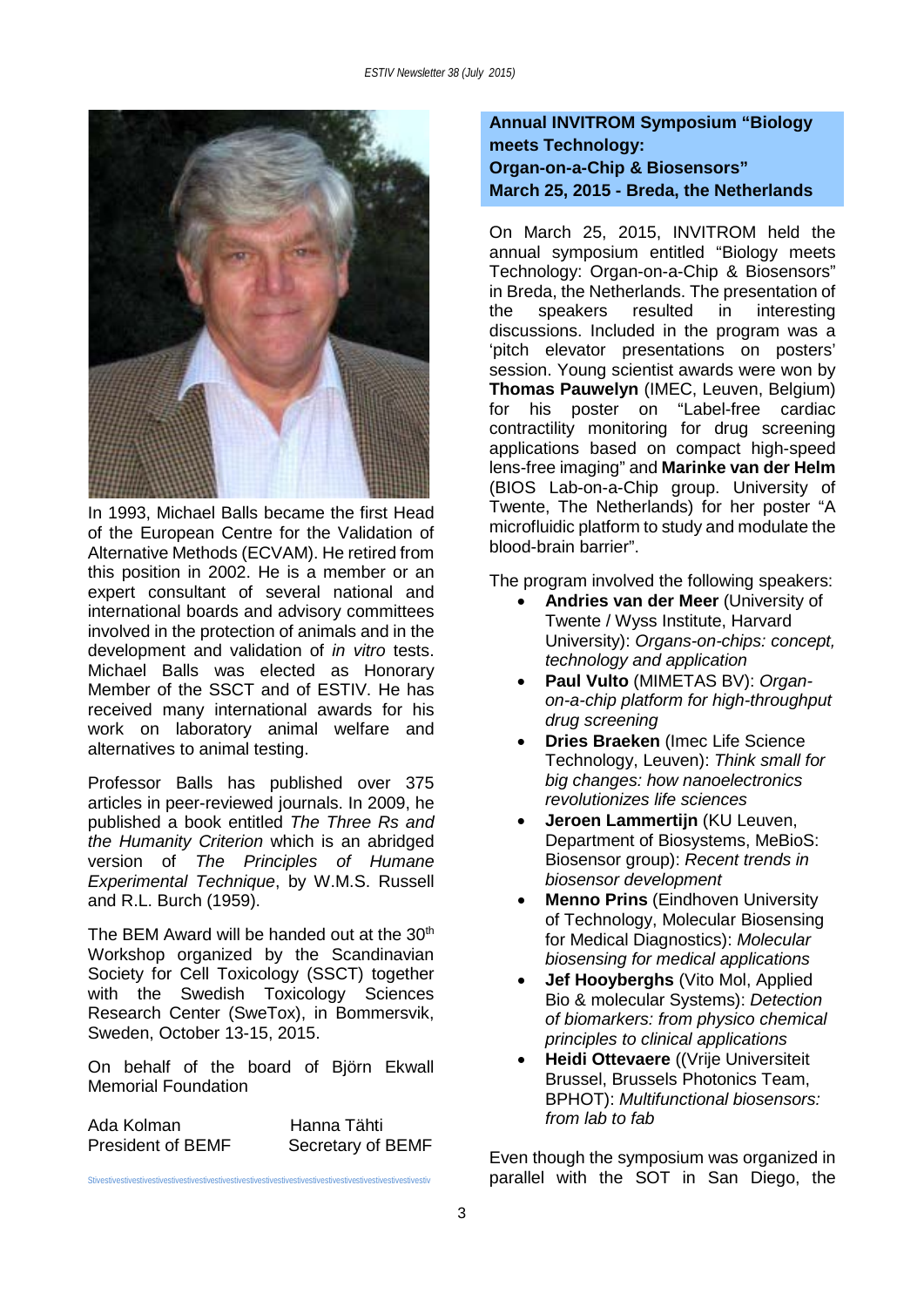In 1993, Michael Balls became the first Head of the European Centre for the Validation of Alternative Methods (ECVAM). He retired from this position in 2002. He is a member or an expert consultant of several national and international boards and advisory committees involved in the protection of animals and in the development and validation of *in vitro* tests. Michael Balls was elected as Honorary Member of the SSCT and of ESTIV. He has received many international awards for his work on laboratory animal welfare and alternatives to animal testing.

Professor Balls has published over 375 articles in peer-reviewed journals. In 2009, he published a book entitled *The Three Rs and the Humanity Criterion* which is an abridged version of *The Principles of Humane Experimental Technique*, by W.M.S. Russell and R.L. Burch (1959).

The BEM Award will be handed out at the 30th Workshop organized by the Scandinavian Society for Cell Toxicology (SSCT) together with the Swedish Toxicology Sciences Research Center (SweTox), in Bommersvik, Sweden, October 13-15, 2015.

On behalf of the board of Björn Ekwall Memorial Foundation

Ada Kolman
President of BEMF

Hanna Tähti
Secretary of BEMF

## Annual INVITROM Symposium "Biology meets Technology: Organ-on-a-Chip & Biosensors" March 25, 2015 - Breda, the Netherlands

On March 25, 2015, INVITROM held the annual symposium entitled "Biology meets Technology: Organ-on-a-Chip & Biosensors" in Breda, the Netherlands. The presentation of the speakers resulted in interesting discussions. Included in the program was a 'pitch elevator presentations on posters' session. Young scientist awards were won by **Thomas Pauwelyn** (IMEC, Leuven, Belgium) for his poster on "Label-free cardiac contractility monitoring for drug screening applications based on compact high-speed lens-free imaging" and **Marinke van der Helm** (BIOS Lab-on-a-Chip group. University of Twente, The Netherlands) for her poster "A microfluidic platform to study and modulate the blood-brain barrier".

The program involved the following speakers:

- **Andries van der Meer** (University of Twente / Wyss Institute, Harvard University): *Organs-on-chips: concept, technology and application*
- **Paul Vulto** (MIMETAS BV): *Organ-on-a-chip platform for high-throughput drug screening*
- **Dries Braeken** (Imec Life Science Technology, Leuven): *Think small for big changes: how nanoelectronics revolutionizes life sciences*
- **Jeroen Lammertijn** (KU Leuven, Department of Biosystems, MeBioS: Biosensor group): *Recent trends in biosensor development*
- **Menno Prins** (Eindhoven University of Technology, Molecular Biosensing for Medical Diagnostics): *Molecular biosensing for medical applications*
- **Jef Hooyberghs** (Vito Mol, Applied Bio & molecular Systems): *Detection of biomarkers: from physico chemical principles to clinical applications*
- **Heidi Ottevaere** ((Vrije Universiteit Brussel, Brussels Photonics Team, BPHOT): *Multifunctional biosensors: from lab to fab*

Even though the symposium was organized in parallel with the SOT in San Diego, the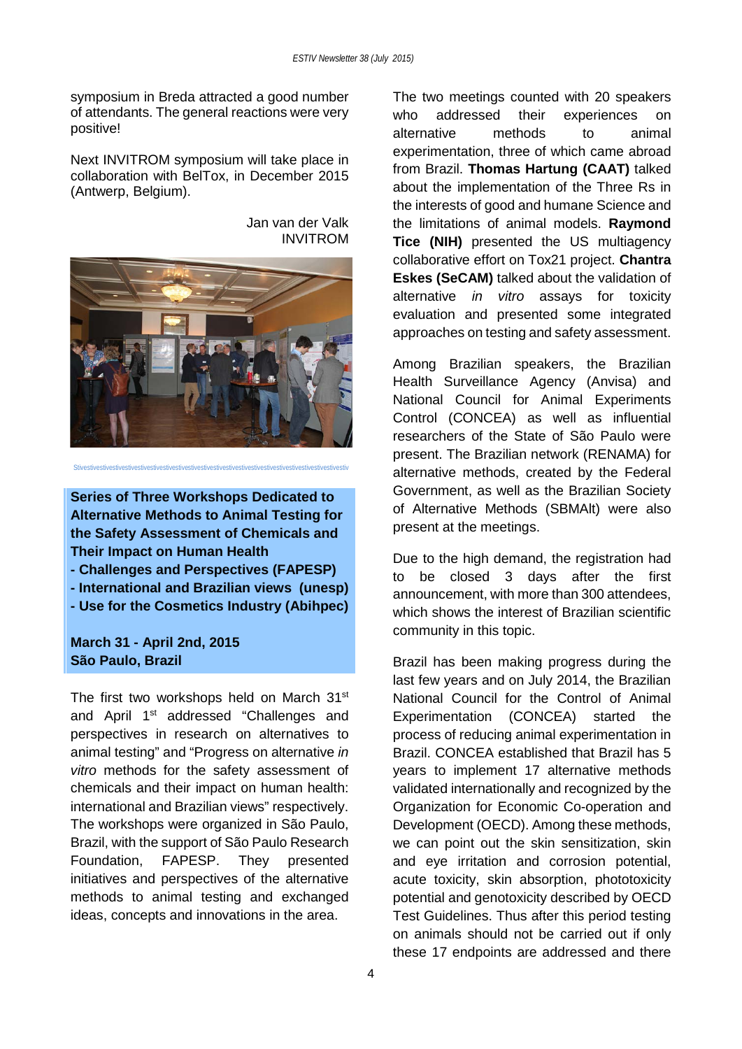symposium in Breda attracted a good number of attendants. The general reactions were very positive!

Next INVITROM symposium will take place in collaboration with BelTox, in December 2015 (Antwerp, Belgium).

Jan van der Valk
INVITROM

Stivestivestivestivestivestivestivestivestivestivestivestivestivestivestivestivestivestivestivestivestivestiv

**Series of Three Workshops Dedicated to Alternative Methods to Animal Testing for the Safety Assessment of Chemicals and Their Impact on Human Health**
**- Challenges and Perspectives (FAPESP)**
**- International and Brazilian views (unesp)**
**- Use for the Cosmetics Industry (Abihpec)**

**March 31 - April 2nd, 2015**
**São Paulo, Brazil**

The first two workshops held on March 31st and April 1st addressed "Challenges and perspectives in research on alternatives to animal testing" and "Progress on alternative *in vitro* methods for the safety assessment of chemicals and their impact on human health: international and Brazilian views" respectively. The workshops were organized in São Paulo, Brazil, with the support of São Paulo Research Foundation, FAPESP. They presented initiatives and perspectives of the alternative methods to animal testing and exchanged ideas, concepts and innovations in the area.

The two meetings counted with 20 speakers who addressed their experiences on alternative methods to animal experimentation, three of which came abroad from Brazil. **Thomas Hartung (CAAT)** talked about the implementation of the Three Rs in the interests of good and humane Science and the limitations of animal models. **Raymond Tice (NIH)** presented the US multiagency collaborative effort on Tox21 project. **Chantra Eskes (SeCAM)** talked about the validation of alternative *in vitro* assays for toxicity evaluation and presented some integrated approaches on testing and safety assessment.

Among Brazilian speakers, the Brazilian Health Surveillance Agency (Anvisa) and National Council for Animal Experiments Control (CONCEA) as well as influential researchers of the State of São Paulo were present. The Brazilian network (RENAMA) for alternative methods, created by the Federal Government, as well as the Brazilian Society of Alternative Methods (SBMAlt) were also present at the meetings.

Due to the high demand, the registration had to be closed 3 days after the first announcement, with more than 300 attendees, which shows the interest of Brazilian scientific community in this topic.

Brazil has been making progress during the last few years and on July 2014, the Brazilian National Council for the Control of Animal Experimentation (CONCEA) started the process of reducing animal experimentation in Brazil. CONCEA established that Brazil has 5 years to implement 17 alternative methods validated internationally and recognized by the Organization for Economic Co-operation and Development (OECD). Among these methods, we can point out the skin sensitization, skin and eye irritation and corrosion potential, acute toxicity, skin absorption, phototoxicity potential and genotoxicity described by OECD Test Guidelines. Thus after this period testing on animals should not be carried out if only these 17 endpoints are addressed and there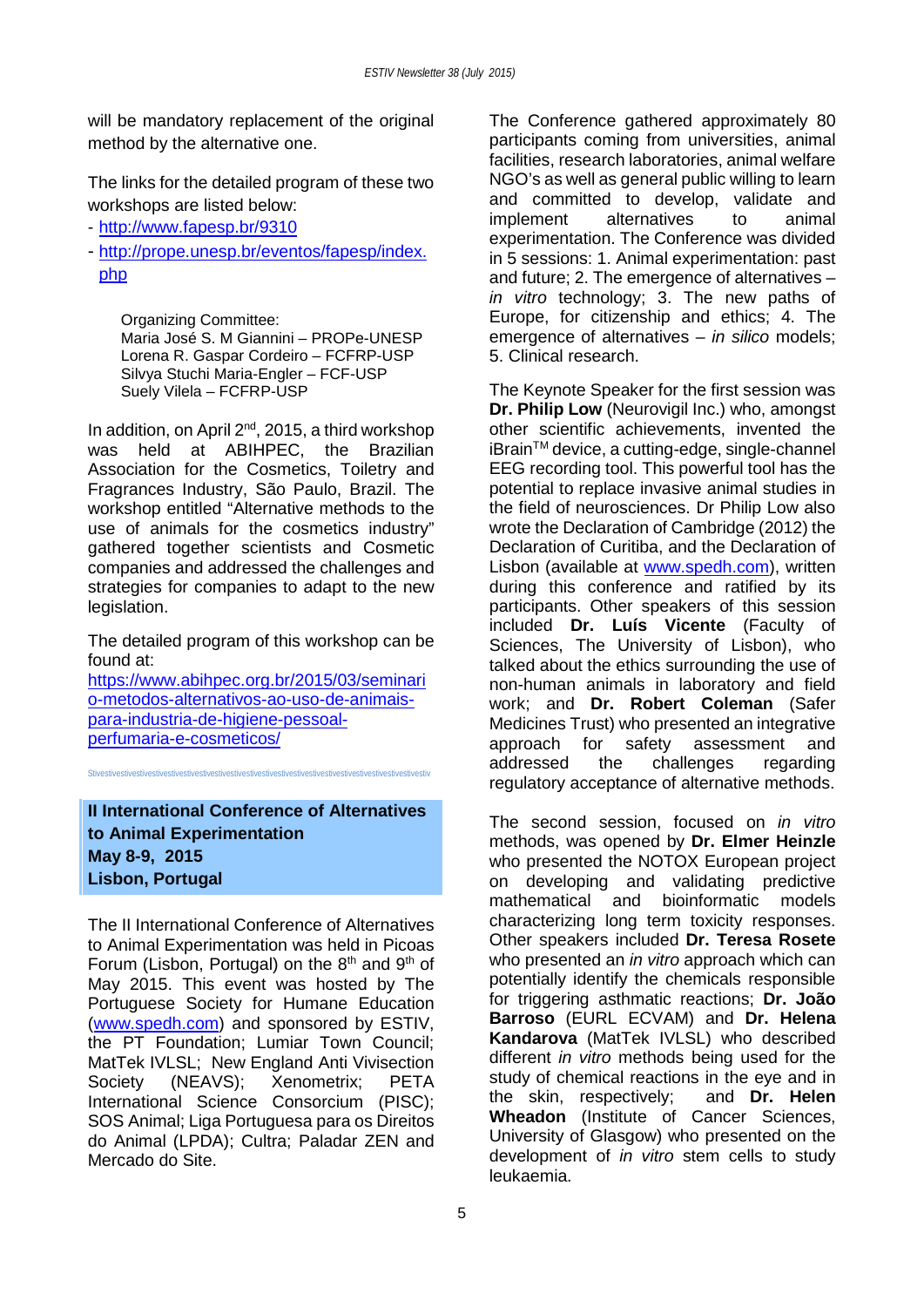will be mandatory replacement of the original method by the alternative one.

The links for the detailed program of these two workshops are listed below:

- http://www.fapesp.br/9310
- http://prope.unesp.br/eventos/fapesp/index.php

Organizing Committee:
Maria José S. M Giannini – PROPe-UNESP
Lorena R. Gaspar Cordeiro – FCFRP-USP
Silvya Stuchi Maria-Engler – FCF-USP
Suely Vilela – FCFRP-USP

In addition, on April 2nd, 2015, a third workshop was held at ABIHPEC, the Brazilian Association for the Cosmetics, Toiletry and Fragrances Industry, São Paulo, Brazil. The workshop entitled "Alternative methods to the use of animals for the cosmetics industry" gathered together scientists and Cosmetic companies and addressed the challenges and strategies for companies to adapt to the new legislation.

The detailed program of this workshop can be found at:
https://www.abihpec.org.br/2015/03/seminario-metodos-alternativos-ao-uso-de-animais-para-industria-de-higiene-pessoal-perfumaria-e-cosmeticos/

Stivestivestivestivestivestivestivestivestivestivestivestivestivestivestivestivestivestivestivestivestivestiv

## II International Conference of Alternatives to Animal Experimentation
**May 8-9, 2015**
**Lisbon, Portugal**

The II International Conference of Alternatives to Animal Experimentation was held in Picoas Forum (Lisbon, Portugal) on the 8th and 9th of May 2015. This event was hosted by The Portuguese Society for Humane Education (www.spedh.com) and sponsored by ESTIV, the PT Foundation; Lumiar Town Council; MatTek IVLSL; New England Anti Vivisection Society (NEAVS); Xenometrix; PETA International Science Consorcium (PISC); SOS Animal; Liga Portuguesa para os Direitos do Animal (LPDA); Cultra; Paladar ZEN and Mercado do Site.

The Conference gathered approximately 80 participants coming from universities, animal facilities, research laboratories, animal welfare NGO's as well as general public willing to learn and committed to develop, validate and implement alternatives to animal experimentation. The Conference was divided in 5 sessions: 1. Animal experimentation: past and future; 2. The emergence of alternatives – *in vitro* technology; 3. The new paths of Europe, for citizenship and ethics; 4. The emergence of alternatives – *in silico* models; 5. Clinical research.

The Keynote Speaker for the first session was **Dr. Philip Low** (Neurovigil Inc.) who, amongst other scientific achievements, invented the iBrain™ device, a cutting-edge, single-channel EEG recording tool. This powerful tool has the potential to replace invasive animal studies in the field of neurosciences. Dr Philip Low also wrote the Declaration of Cambridge (2012) the Declaration of Curitiba, and the Declaration of Lisbon (available at www.spedh.com), written during this conference and ratified by its participants. Other speakers of this session included **Dr. Luís Vicente** (Faculty of Sciences, The University of Lisbon), who talked about the ethics surrounding the use of non-human animals in laboratory and field work; and **Dr. Robert Coleman** (Safer Medicines Trust) who presented an integrative approach for safety assessment and addressed the challenges regarding regulatory acceptance of alternative methods.

The second session, focused on *in vitro* methods, was opened by **Dr. Elmer Heinzle** who presented the NOTOX European project on developing and validating predictive mathematical and bioinformatic models characterizing long term toxicity responses. Other speakers included **Dr. Teresa Rosete** who presented an *in vitro* approach which can potentially identify the chemicals responsible for triggering asthmatic reactions; **Dr. João Barroso** (EURL ECVAM) and **Dr. Helena Kandarova** (MatTek IVLSL) who described different *in vitro* methods being used for the study of chemical reactions in the eye and in the skin, respectively; and **Dr. Helen Wheadon** (Institute of Cancer Sciences, University of Glasgow) who presented on the development of *in vitro* stem cells to study leukaemia.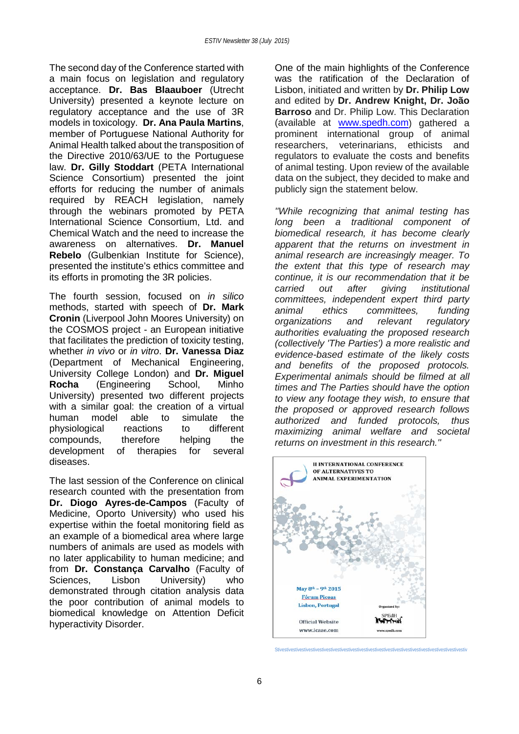The second day of the Conference started with a main focus on legislation and regulatory acceptance. **Dr. Bas Blaauboer** (Utrecht University) presented a keynote lecture on regulatory acceptance and the use of 3R models in toxicology. **Dr. Ana Paula Martins**, member of Portuguese National Authority for Animal Health talked about the transposition of the Directive 2010/63/UE to the Portuguese law. **Dr. Gilly Stoddart** (PETA International Science Consortium) presented the joint efforts for reducing the number of animals required by REACH legislation, namely through the webinars promoted by PETA International Science Consortium, Ltd. and Chemical Watch and the need to increase the awareness on alternatives. **Dr. Manuel Rebelo** (Gulbenkian Institute for Science), presented the institute's ethics committee and its efforts in promoting the 3R policies.

The fourth session, focused on *in silico* methods, started with speech of **Dr. Mark Cronin** (Liverpool John Moores University) on the COSMOS project - an European initiative that facilitates the prediction of toxicity testing, whether *in vivo* or *in vitro*. **Dr. Vanessa Diaz** (Department of Mechanical Engineering, University College London) and **Dr. Miguel Rocha** (Engineering School, Minho University) presented two different projects with a similar goal: the creation of a virtual human model able to simulate the physiological reactions to different compounds, therefore helping the development of therapies for several diseases.

The last session of the Conference on clinical research counted with the presentation from **Dr. Diogo Ayres-de-Campos** (Faculty of Medicine, Oporto University) who used his expertise within the foetal monitoring field as an example of a biomedical area where large numbers of animals are used as models with no later applicability to human medicine; and from **Dr. Constança Carvalho** (Faculty of Sciences, Lisbon University) who demonstrated through citation analysis data the poor contribution of animal models to biomedical knowledge on Attention Deficit hyperactivity Disorder.

One of the main highlights of the Conference was the ratification of the Declaration of Lisbon, initiated and written by **Dr. Philip Low** and edited by **Dr. Andrew Knight, Dr. João Barroso** and Dr. Philip Low. This Declaration (available at www.spedh.com) gathered a prominent international group of animal researchers, veterinarians, ethicists and regulators to evaluate the costs and benefits of animal testing. Upon review of the available data on the subject, they decided to make and publicly sign the statement below.

*"While recognizing that animal testing has long been a traditional component of biomedical research, it has become clearly apparent that the returns on investment in animal research are increasingly meager. To the extent that this type of research may continue, it is our recommendation that it be carried out after giving institutional committees, independent expert third party animal ethics committees, funding organizations and relevant regulatory authorities evaluating the proposed research (collectively 'The Parties') a more realistic and evidence-based estimate of the likely costs and benefits of the proposed protocols. Experimental animals should be filmed at all times and The Parties should have the option to view any footage they wish, to ensure that the proposed or approved research follows authorized and funded protocols, thus maximizing animal welfare and societal returns on investment in this research."*

II INTERNATIONAL CONFERENCE OF ALTERNATIVES TO ANIMAL EXPERIMENTATION

May 8th – 9th 2015
Fórum Picoas
Lisbon, Portugal

Official Website
www.icaae.com

Organized by:
SPEdH
www.spedh.com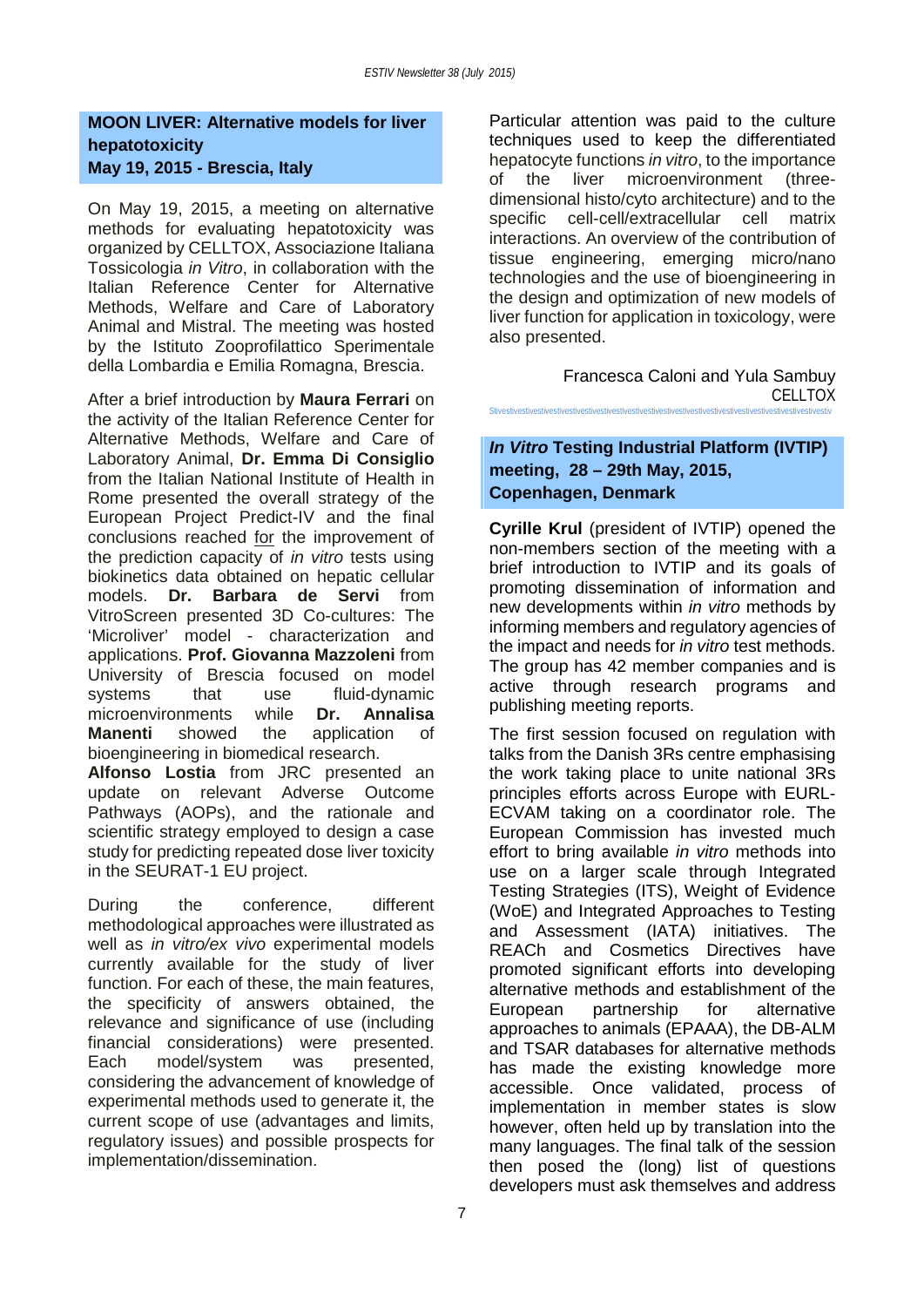## MOON LIVER: Alternative models for liver hepatotoxicity
## May 19, 2015 - Brescia, Italy

On May 19, 2015, a meeting on alternative methods for evaluating hepatotoxicity was organized by CELLTOX, Associazione Italiana Tossicologia *in Vitro*, in collaboration with the Italian Reference Center for Alternative Methods, Welfare and Care of Laboratory Animal and Mistral. The meeting was hosted by the Istituto Zooprofilattico Sperimentale della Lombardia e Emilia Romagna, Brescia.

After a brief introduction by **Maura Ferrari** on the activity of the Italian Reference Center for Alternative Methods, Welfare and Care of Laboratory Animal, **Dr. Emma Di Consiglio** from the Italian National Institute of Health in Rome presented the overall strategy of the European Project Predict-IV and the final conclusions reached for the improvement of the prediction capacity of *in vitro* tests using biokinetics data obtained on hepatic cellular models. **Dr. Barbara de Servi** from VitroScreen presented 3D Co-cultures: The 'Microliver' model - characterization and applications. **Prof. Giovanna Mazzoleni** from University of Brescia focused on model systems that use fluid-dynamic microenvironments while **Dr. Annalisa Manenti** showed the application of bioengineering in biomedical research. **Alfonso Lostia** from JRC presented an update on relevant Adverse Outcome Pathways (AOPs), and the rationale and scientific strategy employed to design a case study for predicting repeated dose liver toxicity in the SEURAT-1 EU project.

During the conference, different methodological approaches were illustrated as well as *in vitro/ex vivo* experimental models currently available for the study of liver function. For each of these, the main features, the specificity of answers obtained, the relevance and significance of use (including financial considerations) were presented. Each model/system was presented, considering the advancement of knowledge of experimental methods used to generate it, the current scope of use (advantages and limits, regulatory issues) and possible prospects for implementation/dissemination.

Particular attention was paid to the culture techniques used to keep the differentiated hepatocyte functions *in vitro*, to the importance of the liver microenvironment (three-dimensional histo/cyto architecture) and to the specific cell-cell/extracellular cell matrix interactions. An overview of the contribution of tissue engineering, emerging micro/nano technologies and the use of bioengineering in the design and optimization of new models of liver function for application in toxicology, were also presented.

Francesca Caloni and Yula Sambuy
CELLTOX

## *In Vitro* Testing Industrial Platform (IVTIP) meeting, 28 – 29th May, 2015, Copenhagen, Denmark

**Cyrille Krul** (president of IVTIP) opened the non-members section of the meeting with a brief introduction to IVTIP and its goals of promoting dissemination of information and new developments within *in vitro* methods by informing members and regulatory agencies of the impact and needs for *in vitro* test methods. The group has 42 member companies and is active through research programs and publishing meeting reports.

The first session focused on regulation with talks from the Danish 3Rs centre emphasising the work taking place to unite national 3Rs principles efforts across Europe with EURL-ECVAM taking on a coordinator role. The European Commission has invested much effort to bring available *in vitro* methods into use on a larger scale through Integrated Testing Strategies (ITS), Weight of Evidence (WoE) and Integrated Approaches to Testing and Assessment (IATA) initiatives. The REACh and Cosmetics Directives have promoted significant efforts into developing alternative methods and establishment of the European partnership for alternative approaches to animals (EPAAA), the DB-ALM and TSAR databases for alternative methods has made the existing knowledge more accessible. Once validated, process of implementation in member states is slow however, often held up by translation into the many languages. The final talk of the session then posed the (long) list of questions developers must ask themselves and address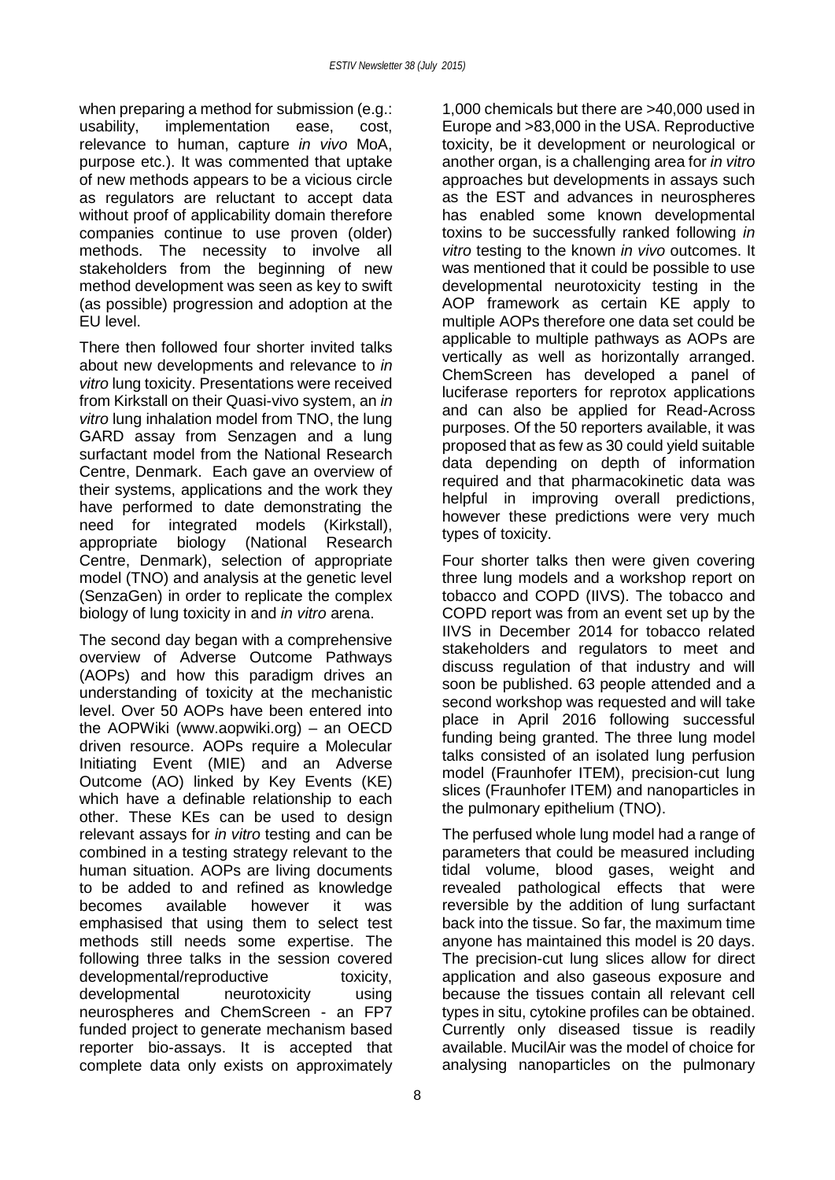when preparing a method for submission (e.g.: usability, implementation ease, cost, relevance to human, capture *in vivo* MoA, purpose etc.). It was commented that uptake of new methods appears to be a vicious circle as regulators are reluctant to accept data without proof of applicability domain therefore companies continue to use proven (older) methods. The necessity to involve all stakeholders from the beginning of new method development was seen as key to swift (as possible) progression and adoption at the EU level.

There then followed four shorter invited talks about new developments and relevance to *in vitro* lung toxicity. Presentations were received from Kirkstall on their Quasi-vivo system, an *in vitro* lung inhalation model from TNO, the lung GARD assay from Senzagen and a lung surfactant model from the National Research Centre, Denmark. Each gave an overview of their systems, applications and the work they have performed to date demonstrating the need for integrated models (Kirkstall), appropriate biology (National Research Centre, Denmark), selection of appropriate model (TNO) and analysis at the genetic level (SenzaGen) in order to replicate the complex biology of lung toxicity in and *in vitro* arena.

The second day began with a comprehensive overview of Adverse Outcome Pathways (AOPs) and how this paradigm drives an understanding of toxicity at the mechanistic level. Over 50 AOPs have been entered into the AOPWiki (www.aopwiki.org) – an OECD driven resource. AOPs require a Molecular Initiating Event (MIE) and an Adverse Outcome (AO) linked by Key Events (KE) which have a definable relationship to each other. These KEs can be used to design relevant assays for *in vitro* testing and can be combined in a testing strategy relevant to the human situation. AOPs are living documents to be added to and refined as knowledge becomes available however it was emphasised that using them to select test methods still needs some expertise. The following three talks in the session covered developmental/reproductive toxicity, developmental neurotoxicity using neurospheres and ChemScreen - an FP7 funded project to generate mechanism based reporter bio-assays. It is accepted that complete data only exists on approximately 1,000 chemicals but there are >40,000 used in Europe and >83,000 in the USA. Reproductive toxicity, be it development or neurological or another organ, is a challenging area for *in vitro* approaches but developments in assays such as the EST and advances in neurospheres has enabled some known developmental toxins to be successfully ranked following *in vitro* testing to the known *in vivo* outcomes. It was mentioned that it could be possible to use developmental neurotoxicity testing in the AOP framework as certain KE apply to multiple AOPs therefore one data set could be applicable to multiple pathways as AOPs are vertically as well as horizontally arranged. ChemScreen has developed a panel of luciferase reporters for reprotox applications and can also be applied for Read-Across purposes. Of the 50 reporters available, it was proposed that as few as 30 could yield suitable data depending on depth of information required and that pharmacokinetic data was helpful in improving overall predictions, however these predictions were very much types of toxicity.

Four shorter talks then were given covering three lung models and a workshop report on tobacco and COPD (IIVS). The tobacco and COPD report was from an event set up by the IIVS in December 2014 for tobacco related stakeholders and regulators to meet and discuss regulation of that industry and will soon be published. 63 people attended and a second workshop was requested and will take place in April 2016 following successful funding being granted. The three lung model talks consisted of an isolated lung perfusion model (Fraunhofer ITEM), precision-cut lung slices (Fraunhofer ITEM) and nanoparticles in the pulmonary epithelium (TNO).

The perfused whole lung model had a range of parameters that could be measured including tidal volume, blood gases, weight and revealed pathological effects that were reversible by the addition of lung surfactant back into the tissue. So far, the maximum time anyone has maintained this model is 20 days. The precision-cut lung slices allow for direct application and also gaseous exposure and because the tissues contain all relevant cell types in situ, cytokine profiles can be obtained. Currently only diseased tissue is readily available. MucilAir was the model of choice for analysing nanoparticles on the pulmonary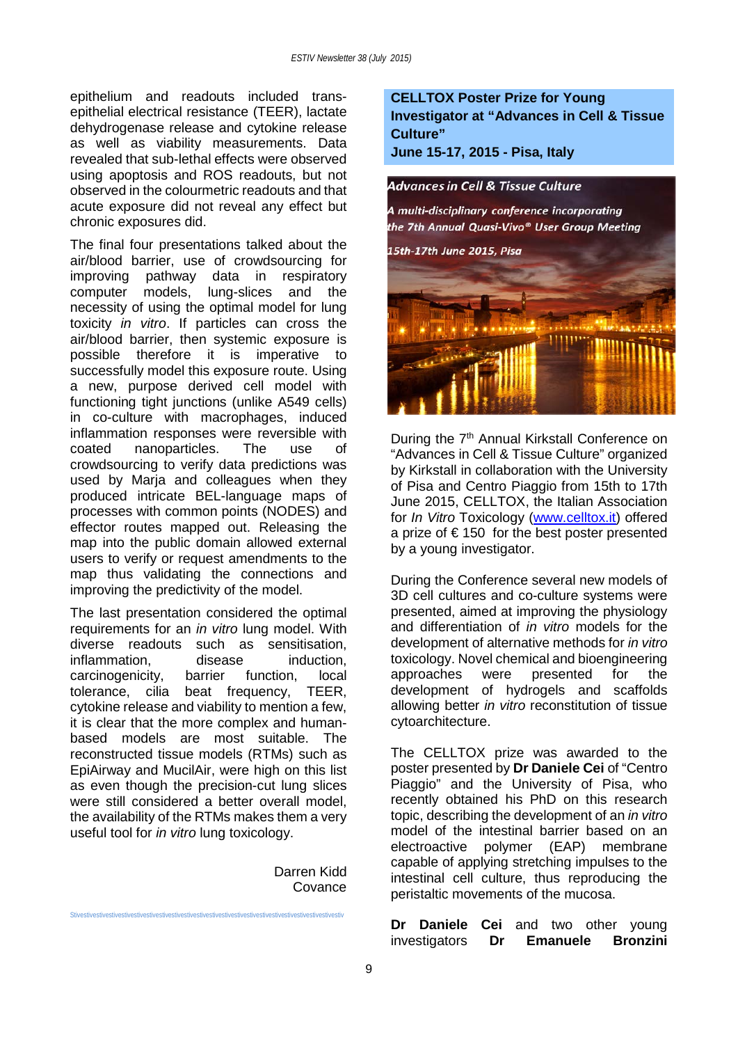epithelium and readouts included trans-epithelial electrical resistance (TEER), lactate dehydrogenase release and cytokine release as well as viability measurements. Data revealed that sub-lethal effects were observed using apoptosis and ROS readouts, but not observed in the colourmetric readouts and that acute exposure did not reveal any effect but chronic exposures did.

The final four presentations talked about the air/blood barrier, use of crowdsourcing for improving pathway data in respiratory computer models, lung-slices and the necessity of using the optimal model for lung toxicity *in vitro*. If particles can cross the air/blood barrier, then systemic exposure is possible therefore it is imperative to successfully model this exposure route. Using a new, purpose derived cell model with functioning tight junctions (unlike A549 cells) in co-culture with macrophages, induced inflammation responses were reversible with coated nanoparticles. The use of crowdsourcing to verify data predictions was used by Marja and colleagues when they produced intricate BEL-language maps of processes with common points (NODES) and effector routes mapped out. Releasing the map into the public domain allowed external users to verify or request amendments to the map thus validating the connections and improving the predictivity of the model.

The last presentation considered the optimal requirements for an *in vitro* lung model. With diverse readouts such as sensitisation, inflammation, disease induction, carcinogenicity, barrier function, local tolerance, cilia beat frequency, TEER, cytokine release and viability to mention a few, it is clear that the more complex and human-based models are most suitable. The reconstructed tissue models (RTMs) such as EpiAirway and MucilAir, were high on this list as even though the precision-cut lung slices were still considered a better overall model, the availability of the RTMs makes them a very useful tool for *in vitro* lung toxicology.

Darren Kidd
Covance

## CELLTOX Poster Prize for Young Investigator at "Advances in Cell & Tissue Culture"
## June 15-17, 2015 - Pisa, Italy

*Advances in Cell & Tissue Culture*

*A multi-disciplinary conference incorporating the 7th Annual Quasi-Vivo® User Group Meeting*

*15th-17th June 2015, Pisa*

During the 7th Annual Kirkstall Conference on "Advances in Cell & Tissue Culture" organized by Kirkstall in collaboration with the University of Pisa and Centro Piaggio from 15th to 17th June 2015, CELLTOX, the Italian Association for *In Vitro* Toxicology (www.celltox.it) offered a prize of € 150 for the best poster presented by a young investigator.

During the Conference several new models of 3D cell cultures and co-culture systems were presented, aimed at improving the physiology and differentiation of *in vitro* models for the development of alternative methods for *in vitro* toxicology. Novel chemical and bioengineering approaches were presented for the development of hydrogels and scaffolds allowing better *in vitro* reconstitution of tissue cytoarchitecture.

The CELLTOX prize was awarded to the poster presented by **Dr Daniele Cei** of "Centro Piaggio" and the University of Pisa, who recently obtained his PhD on this research topic, describing the development of an *in vitro* model of the intestinal barrier based on an electroactive polymer (EAP) membrane capable of applying stretching impulses to the intestinal cell culture, thus reproducing the peristaltic movements of the mucosa.

**Dr Daniele Cei** and two other young investigators **Dr Emanuele Bronzini**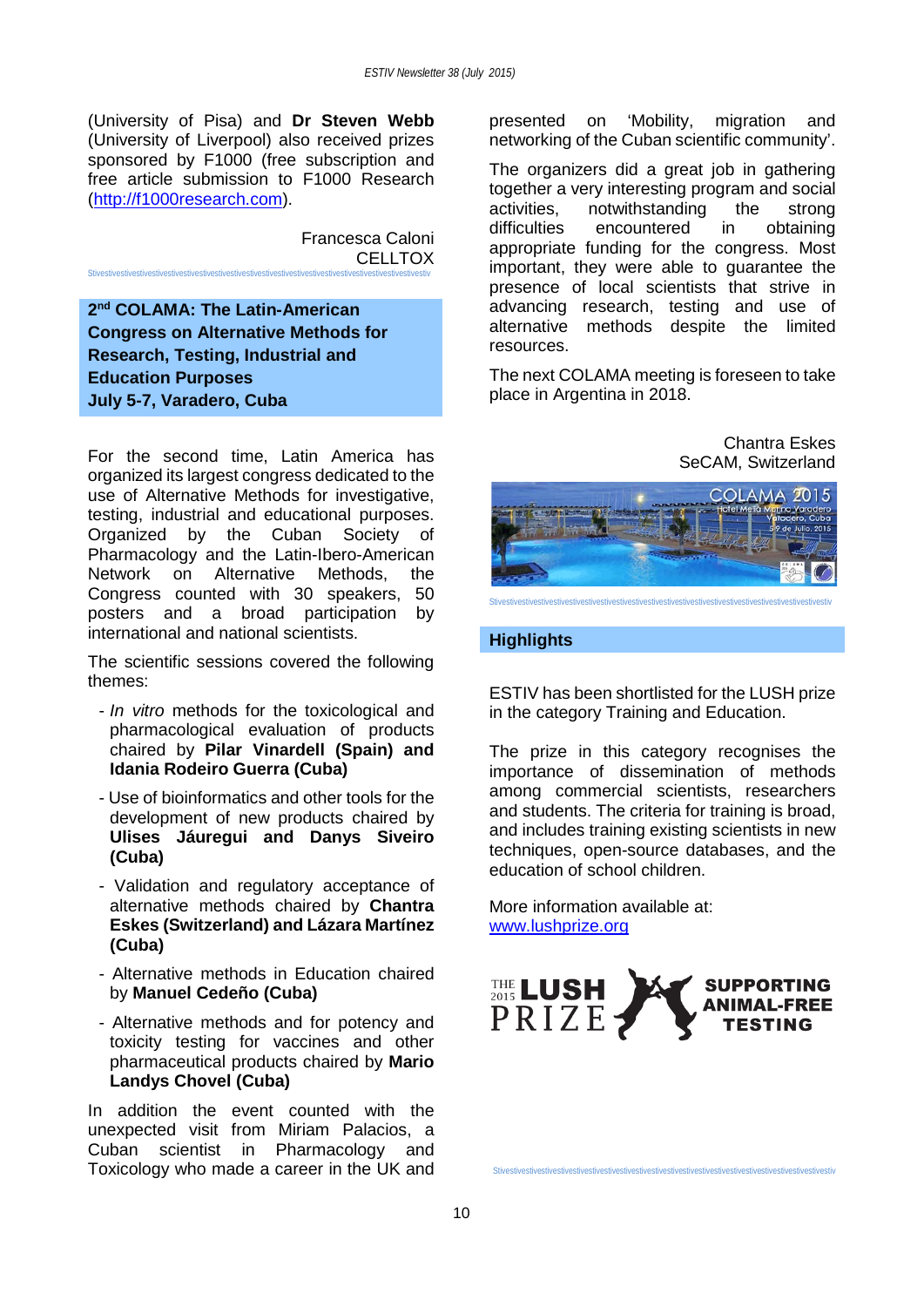(University of Pisa) and **Dr Steven Webb** (University of Liverpool) also received prizes sponsored by F1000 (free subscription and free article submission to F1000 Research (http://f1000research.com).

Francesca Caloni
CELLTOX

## 2nd COLAMA: The Latin-American Congress on Alternative Methods for Research, Testing, Industrial and Education Purposes
## July 5-7, Varadero, Cuba

For the second time, Latin America has organized its largest congress dedicated to the use of Alternative Methods for investigative, testing, industrial and educational purposes. Organized by the Cuban Society of Pharmacology and the Latin-Ibero-American Network on Alternative Methods, the Congress counted with 30 speakers, 50 posters and a broad participation by international and national scientists.

The scientific sessions covered the following themes:

- *In vitro* methods for the toxicological and pharmacological evaluation of products chaired by **Pilar Vinardell (Spain) and Idania Rodeiro Guerra (Cuba)**
- Use of bioinformatics and other tools for the development of new products chaired by **Ulises Jáuregui and Danys Siveiro (Cuba)**
- Validation and regulatory acceptance of alternative methods chaired by **Chantra Eskes (Switzerland) and Lázara Martínez (Cuba)**
- Alternative methods in Education chaired by **Manuel Cedeño (Cuba)**
- Alternative methods and for potency and toxicity testing for vaccines and other pharmaceutical products chaired by **Mario Landys Chovel (Cuba)**

In addition the event counted with the unexpected visit from Miriam Palacios, a Cuban scientist in Pharmacology and Toxicology who made a career in the UK and presented on 'Mobility, migration and networking of the Cuban scientific community'.

The organizers did a great job in gathering together a very interesting program and social activities, notwithstanding the strong difficulties encountered in obtaining appropriate funding for the congress. Most important, they were able to guarantee the presence of local scientists that strive in advancing research, testing and use of alternative methods despite the limited resources.

The next COLAMA meeting is foreseen to take place in Argentina in 2018.

Chantra Eskes
SeCAM, Switzerland

## Highlights

ESTIV has been shortlisted for the LUSH prize in the category Training and Education.

The prize in this category recognises the importance of dissemination of methods among commercial scientists, researchers and students. The criteria for training is broad, and includes training existing scientists in new techniques, open-source databases, and the education of school children.

More information available at: www.lushprize.org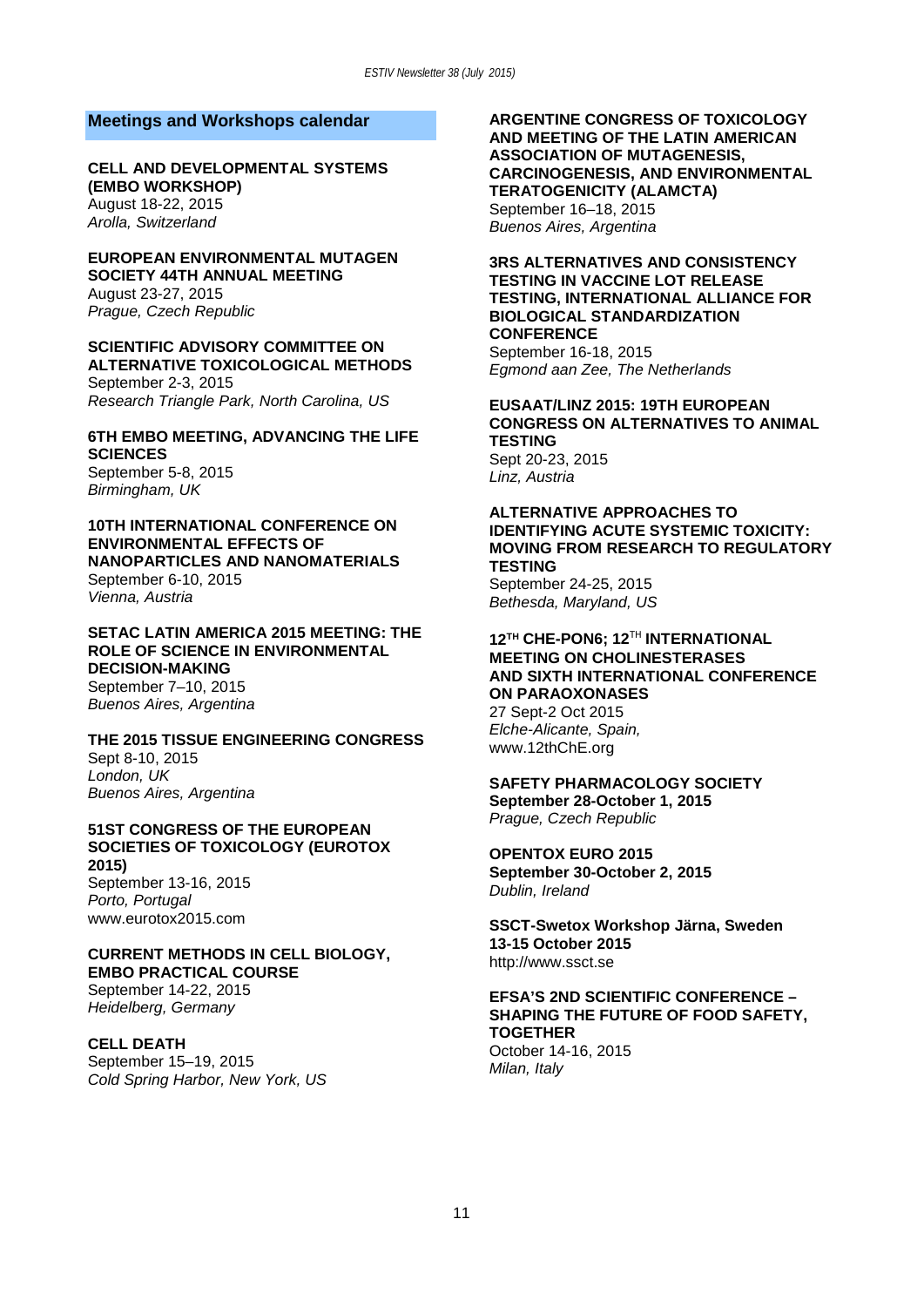## Meetings and Workshops calendar

**CELL AND DEVELOPMENTAL SYSTEMS (EMBO WORKSHOP)**
August 18-22, 2015
*Arolla, Switzerland*

**EUROPEAN ENVIRONMENTAL MUTAGEN SOCIETY 44TH ANNUAL MEETING**
August 23-27, 2015
*Prague, Czech Republic*

**SCIENTIFIC ADVISORY COMMITTEE ON ALTERNATIVE TOXICOLOGICAL METHODS**
September 2-3, 2015
*Research Triangle Park, North Carolina, US*

**6TH EMBO MEETING, ADVANCING THE LIFE SCIENCES**
September 5-8, 2015
*Birmingham, UK*

**10TH INTERNATIONAL CONFERENCE ON ENVIRONMENTAL EFFECTS OF NANOPARTICLES AND NANOMATERIALS**
September 6-10, 2015
*Vienna, Austria*

**SETAC LATIN AMERICA 2015 MEETING: THE ROLE OF SCIENCE IN ENVIRONMENTAL DECISION-MAKING**
September 7–10, 2015
*Buenos Aires, Argentina*

**THE 2015 TISSUE ENGINEERING CONGRESS**
Sept 8-10, 2015
*London, UK*
*Buenos Aires, Argentina*

**51ST CONGRESS OF THE EUROPEAN SOCIETIES OF TOXICOLOGY (EUROTOX 2015)**
September 13-16, 2015
*Porto, Portugal*
www.eurotox2015.com

**CURRENT METHODS IN CELL BIOLOGY, EMBO PRACTICAL COURSE**
September 14-22, 2015
*Heidelberg, Germany*

**CELL DEATH**
September 15–19, 2015
*Cold Spring Harbor, New York, US*

**ARGENTINE CONGRESS OF TOXICOLOGY AND MEETING OF THE LATIN AMERICAN ASSOCIATION OF MUTAGENESIS, CARCINOGENESIS, AND ENVIRONMENTAL TERATOGENICITY (ALAMCTA)**
September 16–18, 2015
*Buenos Aires, Argentina*

**3RS ALTERNATIVES AND CONSISTENCY TESTING IN VACCINE LOT RELEASE TESTING, INTERNATIONAL ALLIANCE FOR BIOLOGICAL STANDARDIZATION CONFERENCE**
September 16-18, 2015
*Egmond aan Zee, The Netherlands*

**EUSAAT/LINZ 2015: 19TH EUROPEAN CONGRESS ON ALTERNATIVES TO ANIMAL TESTING**
Sept 20-23, 2015
*Linz, Austria*

**ALTERNATIVE APPROACHES TO IDENTIFYING ACUTE SYSTEMIC TOXICITY: MOVING FROM RESEARCH TO REGULATORY TESTING**
September 24-25, 2015
*Bethesda, Maryland, US*

**12TH CHE-PON6; 12TH INTERNATIONAL MEETING ON CHOLINESTERASES AND SIXTH INTERNATIONAL CONFERENCE ON PARAOXONASES**
27 Sept-2 Oct 2015
*Elche-Alicante, Spain,*
www.12thChE.org

**SAFETY PHARMACOLOGY SOCIETY**
**September 28-October 1, 2015**
*Prague, Czech Republic*

**OPENTOX EURO 2015**
**September 30-October 2, 2015**
*Dublin, Ireland*

**SSCT-Swetox Workshop Järna, Sweden**
**13-15 October 2015**
http://www.ssct.se

**EFSA'S 2ND SCIENTIFIC CONFERENCE – SHAPING THE FUTURE OF FOOD SAFETY, TOGETHER**
October 14-16, 2015
*Milan, Italy*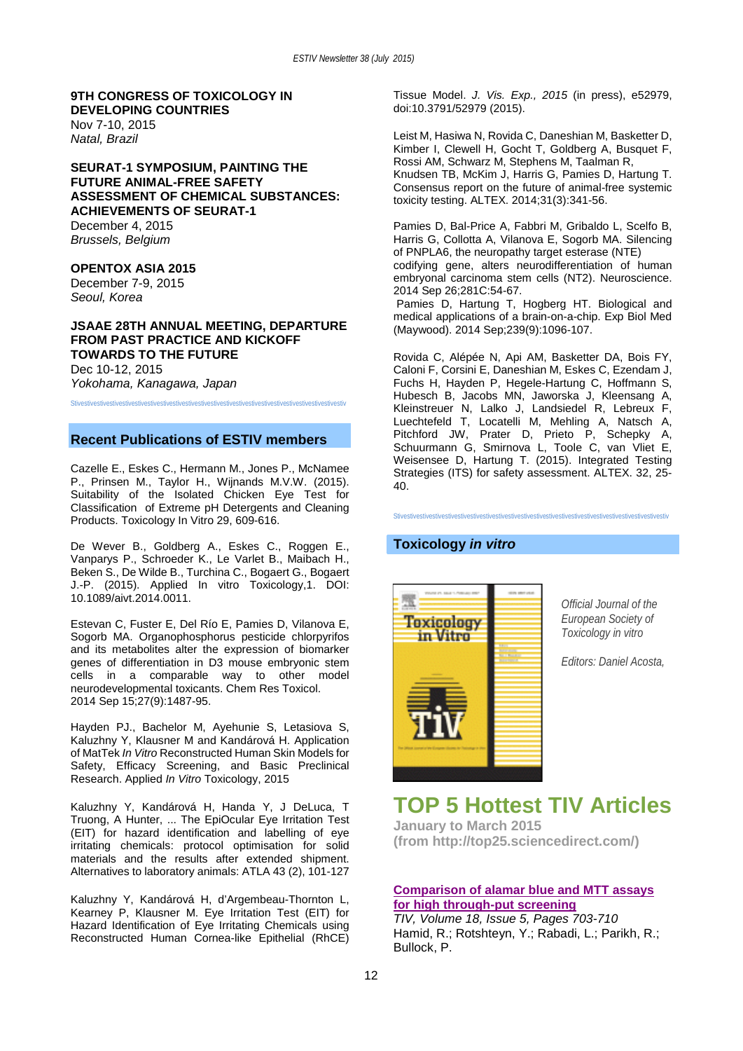**9TH CONGRESS OF TOXICOLOGY IN DEVELOPING COUNTRIES**
Nov 7-10, 2015
*Natal, Brazil*

**SEURAT-1 SYMPOSIUM, PAINTING THE FUTURE ANIMAL-FREE SAFETY ASSESSMENT OF CHEMICAL SUBSTANCES: ACHIEVEMENTS OF SEURAT-1**
December 4, 2015
*Brussels, Belgium*

**OPENTOX ASIA 2015**
December 7-9, 2015
*Seoul, Korea*

**JSAAE 28TH ANNUAL MEETING, DEPARTURE FROM PAST PRACTICE AND KICKOFF TOWARDS TO THE FUTURE**
Dec 10-12, 2015
*Yokohama, Kanagawa, Japan*

## Recent Publications of ESTIV members

Cazelle E., Eskes C., Hermann M., Jones P., McNamee P., Prinsen M., Taylor H., Wijnands M.V.W. (2015). Suitability of the Isolated Chicken Eye Test for Classification of Extreme pH Detergents and Cleaning Products. Toxicology In Vitro 29, 609-616.

De Wever B., Goldberg A., Eskes C., Roggen E., Vanparys P., Schroeder K., Le Varlet B., Maibach H., Beken S., De Wilde B., Turchina C., Bogaert G., Bogaert J.-P. (2015). Applied In vitro Toxicology,1. DOI: 10.1089/aivt.2014.0011.

Estevan C, Fuster E, Del Río E, Pamies D, Vilanova E, Sogorb MA. Organophosphorus pesticide chlorpyrifos and its metabolites alter the expression of biomarker genes of differentiation in D3 mouse embryonic stem cells in a comparable way to other model neurodevelopmental toxicants. Chem Res Toxicol. 2014 Sep 15;27(9):1487-95.

Hayden PJ., Bachelor M, Ayehunie S, Letasiova S, Kaluzhny Y, Klausner M and Kandárová H. Application of MatTek *In Vitro* Reconstructed Human Skin Models for Safety, Efficacy Screening, and Basic Preclinical Research. Applied *In Vitro* Toxicology, 2015

Kaluzhny Y, Kandárová H, Handa Y, J DeLuca, T Truong, A Hunter, ... The EpiOcular Eye Irritation Test (EIT) for hazard identification and labelling of eye irritating chemicals: protocol optimisation for solid materials and the results after extended shipment. Alternatives to laboratory animals: ATLA 43 (2), 101-127

Kaluzhny Y, Kandárová H, d'Argembeau-Thornton L, Kearney P, Klausner M. Eye Irritation Test (EIT) for Hazard Identification of Eye Irritating Chemicals using Reconstructed Human Cornea-like Epithelial (RhCE) Tissue Model. *J. Vis. Exp., 2015* (in press), e52979, doi:10.3791/52979 (2015).

Leist M, Hasiwa N, Rovida C, Daneshian M, Basketter D, Kimber I, Clewell H, Gocht T, Goldberg A, Busquet F, Rossi AM, Schwarz M, Stephens M, Taalman R, Knudsen TB, McKim J, Harris G, Pamies D, Hartung T. Consensus report on the future of animal-free systemic toxicity testing. ALTEX. 2014;31(3):341-56.

Pamies D, Bal-Price A, Fabbri M, Gribaldo L, Scelfo B, Harris G, Collotta A, Vilanova E, Sogorb MA. Silencing of PNPLA6, the neuropathy target esterase (NTE) codifying gene, alters neurodifferentiation of human embryonal carcinoma stem cells (NT2). Neuroscience. 2014 Sep 26;281C:54-67.

Pamies D, Hartung T, Hogberg HT. Biological and medical applications of a brain-on-a-chip. Exp Biol Med (Maywood). 2014 Sep;239(9):1096-107.

Rovida C, Alépée N, Api AM, Basketter DA, Bois FY, Caloni F, Corsini E, Daneshian M, Eskes C, Ezendam J, Fuchs H, Hayden P, Hegele-Hartung C, Hoffmann S, Hubesch B, Jacobs MN, Jaworska J, Kleensang A, Kleinstreuer N, Lalko J, Landsiedel R, Lebreux F, Luechtefeld T, Locatelli M, Mehling A, Natsch A, Pitchford JW, Prater D, Prieto P, Schepky A, Schuurmann G, Smirnova L, Toole C, van Vliet E, Weisensee D, Hartung T. (2015). Integrated Testing Strategies (ITS) for safety assessment. ALTEX. 32, 25-40.

## Toxicology *in vitro*

*Official Journal of the European Society of Toxicology in vitro*

*Editors: Daniel Acosta,*

## TOP 5 Hottest TIV Articles

**January to March 2015 (from http://top25.sciencedirect.com/)**

**Comparison of alamar blue and MTT assays for high through-put screening**
*TIV, Volume 18, Issue 5, Pages 703-710*
Hamid, R.; Rotshteyn, Y.; Rabadi, L.; Parikh, R.; Bullock, P.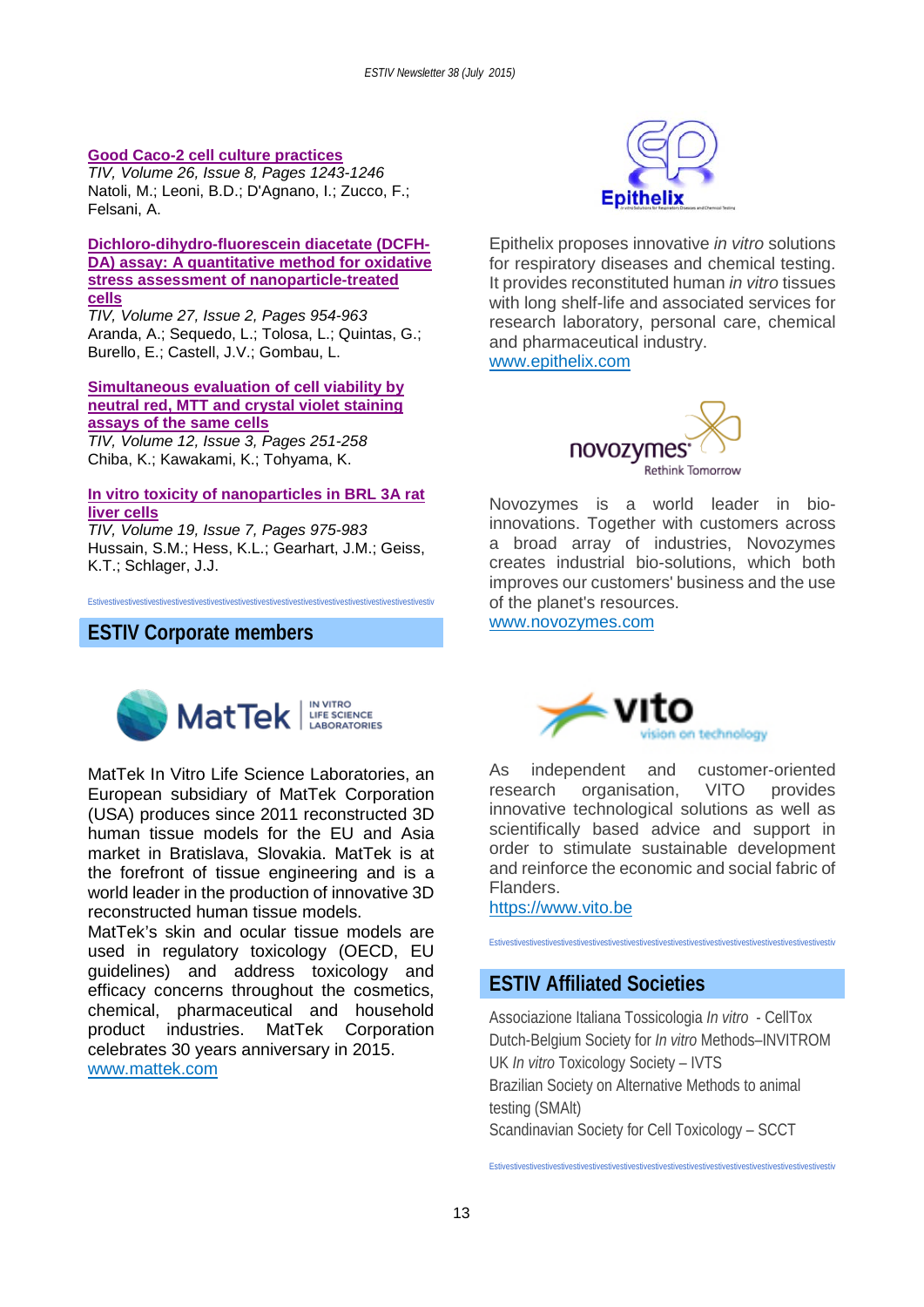**Good Caco-2 cell culture practices**
*TIV, Volume 26, Issue 8, Pages 1243-1246*
Natoli, M.; Leoni, B.D.; D'Agnano, I.; Zucco, F.; Felsani, A.

**Dichloro-dihydro-fluorescein diacetate (DCFH-DA) assay: A quantitative method for oxidative stress assessment of nanoparticle-treated cells**
*TIV, Volume 27, Issue 2, Pages 954-963*
Aranda, A.; Sequedo, L.; Tolosa, L.; Quintas, G.; Burello, E.; Castell, J.V.; Gombau, L.

**Simultaneous evaluation of cell viability by neutral red, MTT and crystal violet staining assays of the same cells**
*TIV, Volume 12, Issue 3, Pages 251-258*
Chiba, K.; Kawakami, K.; Tohyama, K.

**In vitro toxicity of nanoparticles in BRL 3A rat liver cells**
*TIV, Volume 19, Issue 7, Pages 975-983*
Hussain, S.M.; Hess, K.L.; Gearhart, J.M.; Geiss, K.T.; Schlager, J.J.

Estivestivestivestivestivestivestivestivestivestivestivestivestivestivestivestivestivestivestivestivestiv

## ESTIV Corporate members

MatTek In Vitro Life Science Laboratories, an European subsidiary of MatTek Corporation (USA) produces since 2011 reconstructed 3D human tissue models for the EU and Asia market in Bratislava, Slovakia. MatTek is at the forefront of tissue engineering and is a world leader in the production of innovative 3D reconstructed human tissue models.
MatTek's skin and ocular tissue models are used in regulatory toxicology (OECD, EU guidelines) and address toxicology and efficacy concerns throughout the cosmetics, chemical, pharmaceutical and household product industries. MatTek Corporation celebrates 30 years anniversary in 2015.
www.mattek.com

Epithelix proposes innovative *in vitro* solutions for respiratory diseases and chemical testing. It provides reconstituted human *in vitro* tissues with long shelf-life and associated services for research laboratory, personal care, chemical and pharmaceutical industry.
www.epithelix.com

Novozymes is a world leader in bio-innovations. Together with customers across a broad array of industries, Novozymes creates industrial bio-solutions, which both improves our customers' business and the use of the planet's resources.
www.novozymes.com

As independent and customer-oriented research organisation, VITO provides innovative technological solutions as well as scientifically based advice and support in order to stimulate sustainable development and reinforce the economic and social fabric of Flanders.
https://www.vito.be

Estivestivestivestivestivestivestivestivestivestivestivestivestivestivestivestivestivestivestivestivestiv

## ESTIV Affiliated Societies

Associazione Italiana Tossicologia *In vitro* - CellTox
Dutch-Belgium Society for *In vitro* Methods–INVITROM
UK *In vitro* Toxicology Society – IVTS
Brazilian Society on Alternative Methods to animal testing (SMAlt)
Scandinavian Society for Cell Toxicology – SCCT

Estivestivestivestivestivestivestivestivestivestivestivestivestivestivestivestivestivestivestivestivestiv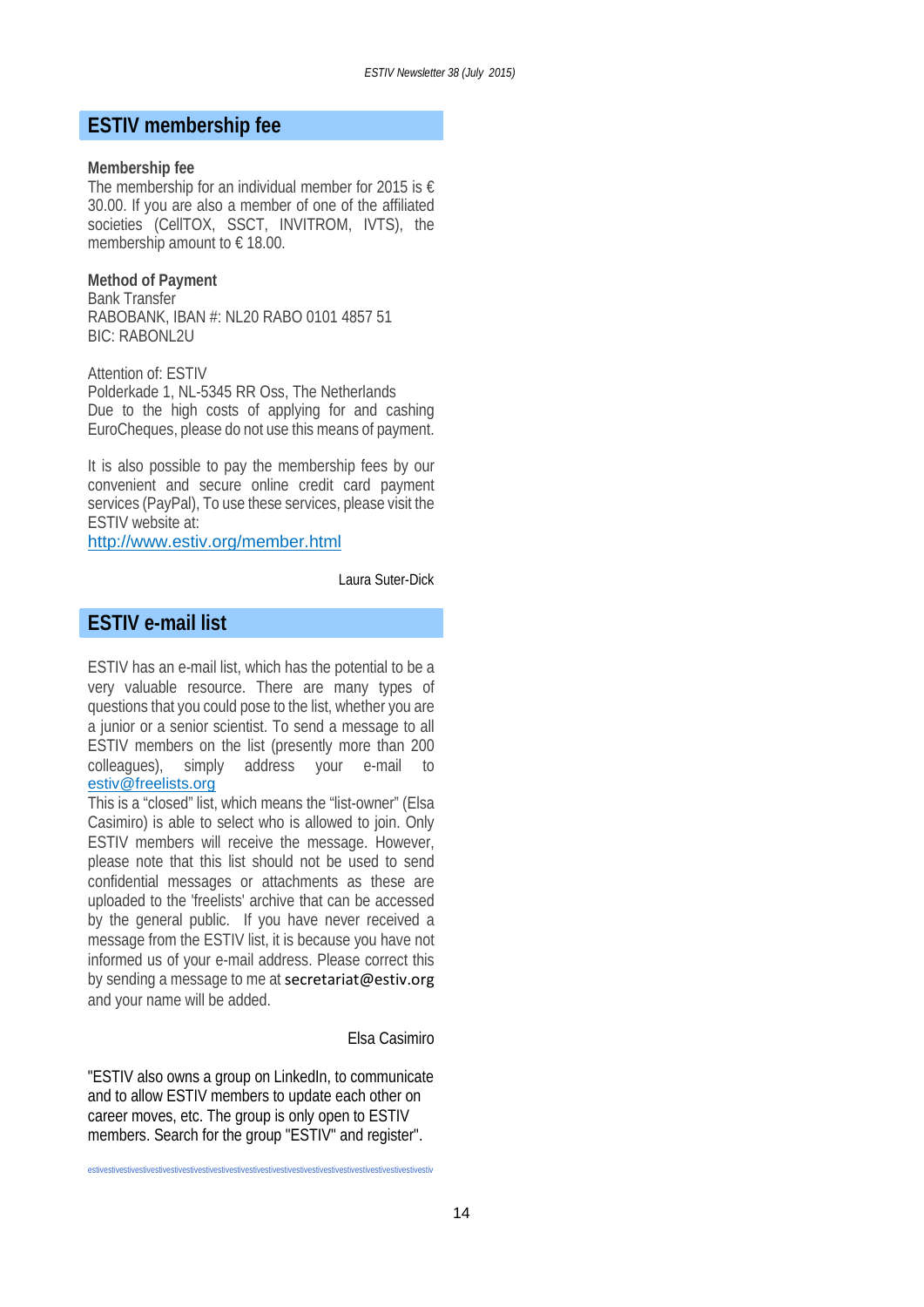## ESTIV membership fee

**Membership fee**

The membership for an individual member for 2015 is € 30.00. If you are also a member of one of the affiliated societies (CellTOX, SSCT, INVITROM, IVTS), the membership amount to € 18.00.

**Method of Payment**

Bank Transfer
RABOBANK, IBAN #: NL20 RABO 0101 4857 51
BIC: RABONL2U

Attention of: ESTIV
Polderkade 1, NL-5345 RR Oss, The Netherlands
Due to the high costs of applying for and cashing EuroCheques, please do not use this means of payment.

It is also possible to pay the membership fees by our convenient and secure online credit card payment services (PayPal), To use these services, please visit the ESTIV website at:
http://www.estiv.org/member.html

Laura Suter-Dick

## ESTIV e-mail list

ESTIV has an e-mail list, which has the potential to be a very valuable resource. There are many types of questions that you could pose to the list, whether you are a junior or a senior scientist. To send a message to all ESTIV members on the list (presently more than 200 colleagues), simply address your e-mail to estiv@freelists.org
This is a "closed" list, which means the "list-owner" (Elsa Casimiro) is able to select who is allowed to join. Only ESTIV members will receive the message. However, please note that this list should not be used to send confidential messages or attachments as these are uploaded to the 'freelists' archive that can be accessed by the general public. If you have never received a message from the ESTIV list, it is because you have not informed us of your e-mail address. Please correct this by sending a message to me at secretariat@estiv.org and your name will be added.

Elsa Casimiro

"ESTIV also owns a group on LinkedIn, to communicate and to allow ESTIV members to update each other on career moves, etc. The group is only open to ESTIV members. Search for the group "ESTIV" and register".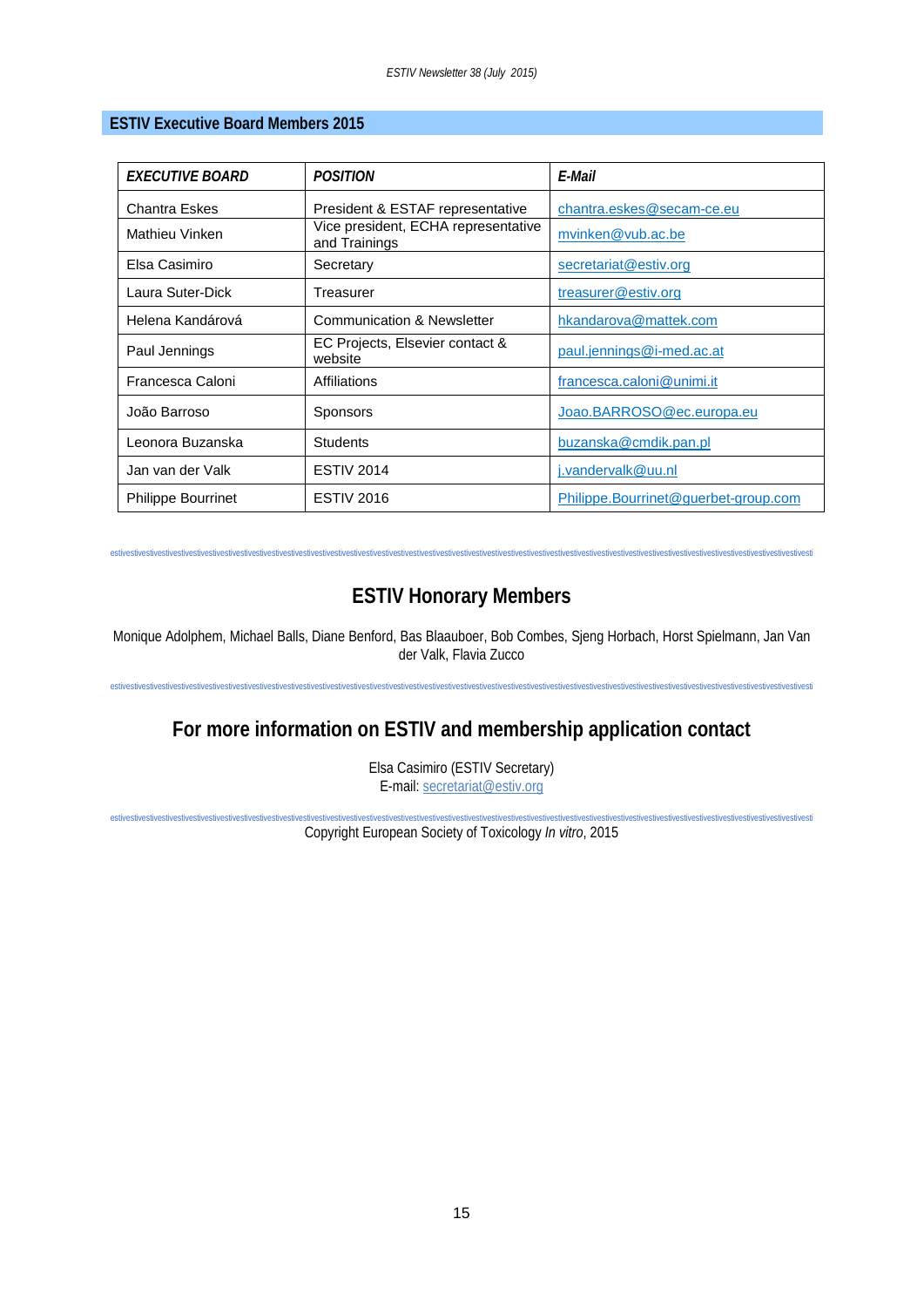## ESTIV Executive Board Members 2015

| *EXECUTIVE BOARD* | *POSITION* | *E-Mail* |
|---|---|---|
| Chantra Eskes | President & ESTAF representative | chantra.eskes@secam-ce.eu |
| Mathieu Vinken | Vice president, ECHA representative and Trainings | mvinken@vub.ac.be |
| Elsa Casimiro | Secretary | secretariat@estiv.org |
| Laura Suter-Dick | Treasurer | treasurer@estiv.org |
| Helena Kandárová | Communication & Newsletter | hkandarova@mattek.com |
| Paul Jennings | EC Projects, Elsevier contact & website | paul.jennings@i-med.ac.at |
| Francesca Caloni | Affiliations | francesca.caloni@unimi.it |
| João Barroso | Sponsors | Joao.BARROSO@ec.europa.eu |
| Leonora Buzanska | Students | buzanska@cmdik.pan.pl |
| Jan van der Valk | ESTIV 2014 | j.vandervalk@uu.nl |
| Philippe Bourrinet | ESTIV 2016 | Philippe.Bourrinet@guerbet-group.com |

## ESTIV Honorary Members

Monique Adolphem, Michael Balls, Diane Benford, Bas Blaauboer, Bob Combes, Sjeng Horbach, Horst Spielmann, Jan Van der Valk, Flavia Zucco

## For more information on ESTIV and membership application contact

Elsa Casimiro (ESTIV Secretary)
E-mail: secretariat@estiv.org

Copyright European Society of Toxicology *In vitro*, 2015